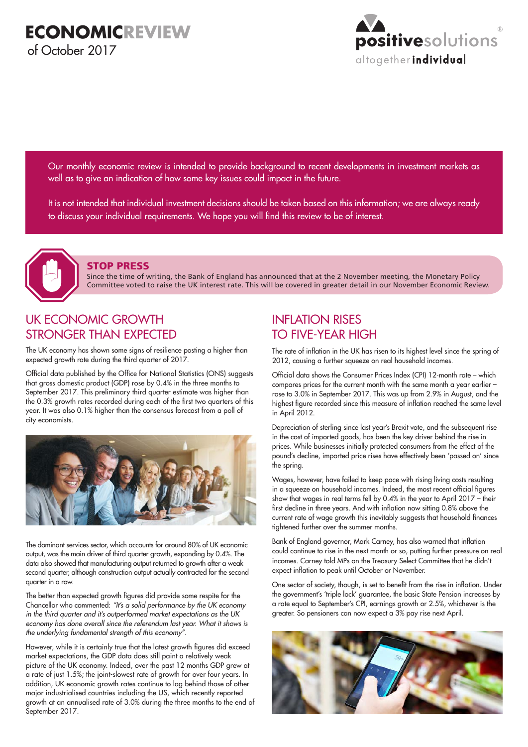# ECONOMICREVIEW

of October 2017

positivesolutions®
altogether**individual**

Our monthly economic review is intended to provide background to recent developments in investment markets as well as to give an indication of how some key issues could impact in the future.

It is not intended that individual investment decisions should be taken based on this information; we are always ready to discuss your individual requirements. We hope you will find this review to be of interest.

**STOP PRESS**
Since the time of writing, the Bank of England has announced that at the 2 November meeting, the Monetary Policy Committee voted to raise the UK interest rate. This will be covered in greater detail in our November Economic Review.

## UK ECONOMIC GROWTH STRONGER THAN EXPECTED

The UK economy has shown some signs of resilience posting a higher than expected growth rate during the third quarter of 2017.

Official data published by the Office for National Statistics (ONS) suggests that gross domestic product (GDP) rose by 0.4% in the three months to September 2017. This preliminary third quarter estimate was higher than the 0.3% growth rates recorded during each of the first two quarters of this year. It was also 0.1% higher than the consensus forecast from a poll of city economists.

The dominant services sector, which accounts for around 80% of UK economic output, was the main driver of third quarter growth, expanding by 0.4%. The data also showed that manufacturing output returned to growth after a weak second quarter, although construction output actually contracted for the second quarter in a row.

The better than expected growth figures did provide some respite for the Chancellor who commented: *"It's a solid performance by the UK economy in the third quarter and it's outperformed market expectations as the UK economy has done overall since the referendum last year. What it shows is the underlying fundamental strength of this economy"*.

However, while it is certainly true that the latest growth figures did exceed market expectations, the GDP data does still paint a relatively weak picture of the UK economy. Indeed, over the past 12 months GDP grew at a rate of just 1.5%; the joint-slowest rate of growth for over four years. In addition, UK economic growth rates continue to lag behind those of other major industrialised countries including the US, which recently reported growth at an annualised rate of 3.0% during the three months to the end of September 2017.

## INFLATION RISES TO FIVE-YEAR HIGH

The rate of inflation in the UK has risen to its highest level since the spring of 2012, causing a further squeeze on real household incomes.

Official data shows the Consumer Prices Index (CPI) 12-month rate – which compares prices for the current month with the same month a year earlier – rose to 3.0% in September 2017. This was up from 2.9% in August, and the highest figure recorded since this measure of inflation reached the same level in April 2012.

Depreciation of sterling since last year's Brexit vote, and the subsequent rise in the cost of imported goods, has been the key driver behind the rise in prices. While businesses initially protected consumers from the effect of the pound's decline, imported price rises have effectively been 'passed on' since the spring.

Wages, however, have failed to keep pace with rising living costs resulting in a squeeze on household incomes. Indeed, the most recent official figures show that wages in real terms fell by 0.4% in the year to April 2017 – their first decline in three years. And with inflation now sitting 0.8% above the current rate of wage growth this inevitably suggests that household finances tightened further over the summer months.

Bank of England governor, Mark Carney, has also warned that inflation could continue to rise in the next month or so, putting further pressure on real incomes. Carney told MPs on the Treasury Select Committee that he didn't expect inflation to peak until October or November.

One sector of society, though, is set to benefit from the rise in inflation. Under the government's 'triple lock' guarantee, the basic State Pension increases by a rate equal to September's CPI, earnings growth or 2.5%, whichever is the greater. So pensioners can now expect a 3% pay rise next April.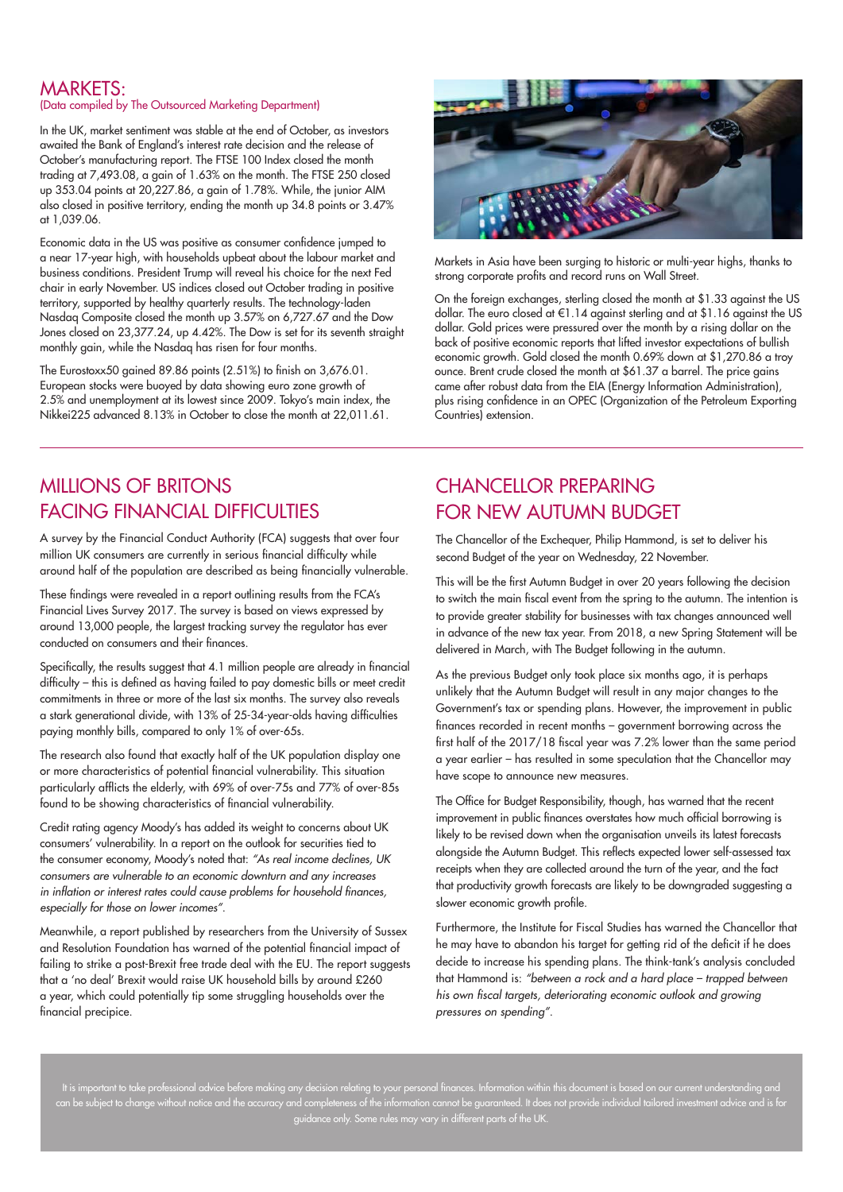## MARKETS:

(Data compiled by The Outsourced Marketing Department)

In the UK, market sentiment was stable at the end of October, as investors awaited the Bank of England's interest rate decision and the release of October's manufacturing report. The FTSE 100 Index closed the month trading at 7,493.08, a gain of 1.63% on the month. The FTSE 250 closed up 353.04 points at 20,227.86, a gain of 1.78%. While, the junior AIM also closed in positive territory, ending the month up 34.8 points or 3.47% at 1,039.06.

Economic data in the US was positive as consumer confidence jumped to a near 17-year high, with households upbeat about the labour market and business conditions. President Trump will reveal his choice for the next Fed chair in early November. US indices closed out October trading in positive territory, supported by healthy quarterly results. The technology-laden Nasdaq Composite closed the month up 3.57% on 6,727.67 and the Dow Jones closed on 23,377.24, up 4.42%. The Dow is set for its seventh straight monthly gain, while the Nasdaq has risen for four months.

The Eurostoxx50 gained 89.86 points (2.51%) to finish on 3,676.01. European stocks were buoyed by data showing euro zone growth of 2.5% and unemployment at its lowest since 2009. Tokyo's main index, the Nikkei225 advanced 8.13% in October to close the month at 22,011.61.

Markets in Asia have been surging to historic or multi-year highs, thanks to strong corporate profits and record runs on Wall Street.

On the foreign exchanges, sterling closed the month at $1.33 against the US dollar. The euro closed at €1.14 against sterling and at $1.16 against the US dollar. Gold prices were pressured over the month by a rising dollar on the back of positive economic reports that lifted investor expectations of bullish economic growth. Gold closed the month 0.69% down at $1,270.86 a troy ounce. Brent crude closed the month at $61.37 a barrel. The price gains came after robust data from the EIA (Energy Information Administration), plus rising confidence in an OPEC (Organization of the Petroleum Exporting Countries) extension.

## MILLIONS OF BRITONS FACING FINANCIAL DIFFICULTIES

A survey by the Financial Conduct Authority (FCA) suggests that over four million UK consumers are currently in serious financial difficulty while around half of the population are described as being financially vulnerable.

These findings were revealed in a report outlining results from the FCA's Financial Lives Survey 2017. The survey is based on views expressed by around 13,000 people, the largest tracking survey the regulator has ever conducted on consumers and their finances.

Specifically, the results suggest that 4.1 million people are already in financial difficulty – this is defined as having failed to pay domestic bills or meet credit commitments in three or more of the last six months. The survey also reveals a stark generational divide, with 13% of 25-34-year-olds having difficulties paying monthly bills, compared to only 1% of over-65s.

The research also found that exactly half of the UK population display one or more characteristics of potential financial vulnerability. This situation particularly afflicts the elderly, with 69% of over-75s and 77% of over-85s found to be showing characteristics of financial vulnerability.

Credit rating agency Moody's has added its weight to concerns about UK consumers' vulnerability. In a report on the outlook for securities tied to the consumer economy, Moody's noted that: *"As real income declines, UK consumers are vulnerable to an economic downturn and any increases in inflation or interest rates could cause problems for household finances, especially for those on lower incomes"*.

Meanwhile, a report published by researchers from the University of Sussex and Resolution Foundation has warned of the potential financial impact of failing to strike a post-Brexit free trade deal with the EU. The report suggests that a 'no deal' Brexit would raise UK household bills by around £260 a year, which could potentially tip some struggling households over the financial precipice.

## CHANCELLOR PREPARING FOR NEW AUTUMN BUDGET

The Chancellor of the Exchequer, Philip Hammond, is set to deliver his second Budget of the year on Wednesday, 22 November.

This will be the first Autumn Budget in over 20 years following the decision to switch the main fiscal event from the spring to the autumn. The intention is to provide greater stability for businesses with tax changes announced well in advance of the new tax year. From 2018, a new Spring Statement will be delivered in March, with The Budget following in the autumn.

As the previous Budget only took place six months ago, it is perhaps unlikely that the Autumn Budget will result in any major changes to the Government's tax or spending plans. However, the improvement in public finances recorded in recent months – government borrowing across the first half of the 2017/18 fiscal year was 7.2% lower than the same period a year earlier – has resulted in some speculation that the Chancellor may have scope to announce new measures.

The Office for Budget Responsibility, though, has warned that the recent improvement in public finances overstates how much official borrowing is likely to be revised down when the organisation unveils its latest forecasts alongside the Autumn Budget. This reflects expected lower self-assessed tax receipts when they are collected around the turn of the year, and the fact that productivity growth forecasts are likely to be downgraded suggesting a slower economic growth profile.

Furthermore, the Institute for Fiscal Studies has warned the Chancellor that he may have to abandon his target for getting rid of the deficit if he does decide to increase his spending plans. The think-tank's analysis concluded that Hammond is: *"between a rock and a hard place – trapped between his own fiscal targets, deteriorating economic outlook and growing pressures on spending"*.

It is important to take professional advice before making any decision relating to your personal finances. Information within this document is based on our current understanding and can be subject to change without notice and the accuracy and completeness of the information cannot be guaranteed. It does not provide individual tailored investment advice and is for guidance only. Some rules may vary in different parts of the UK.